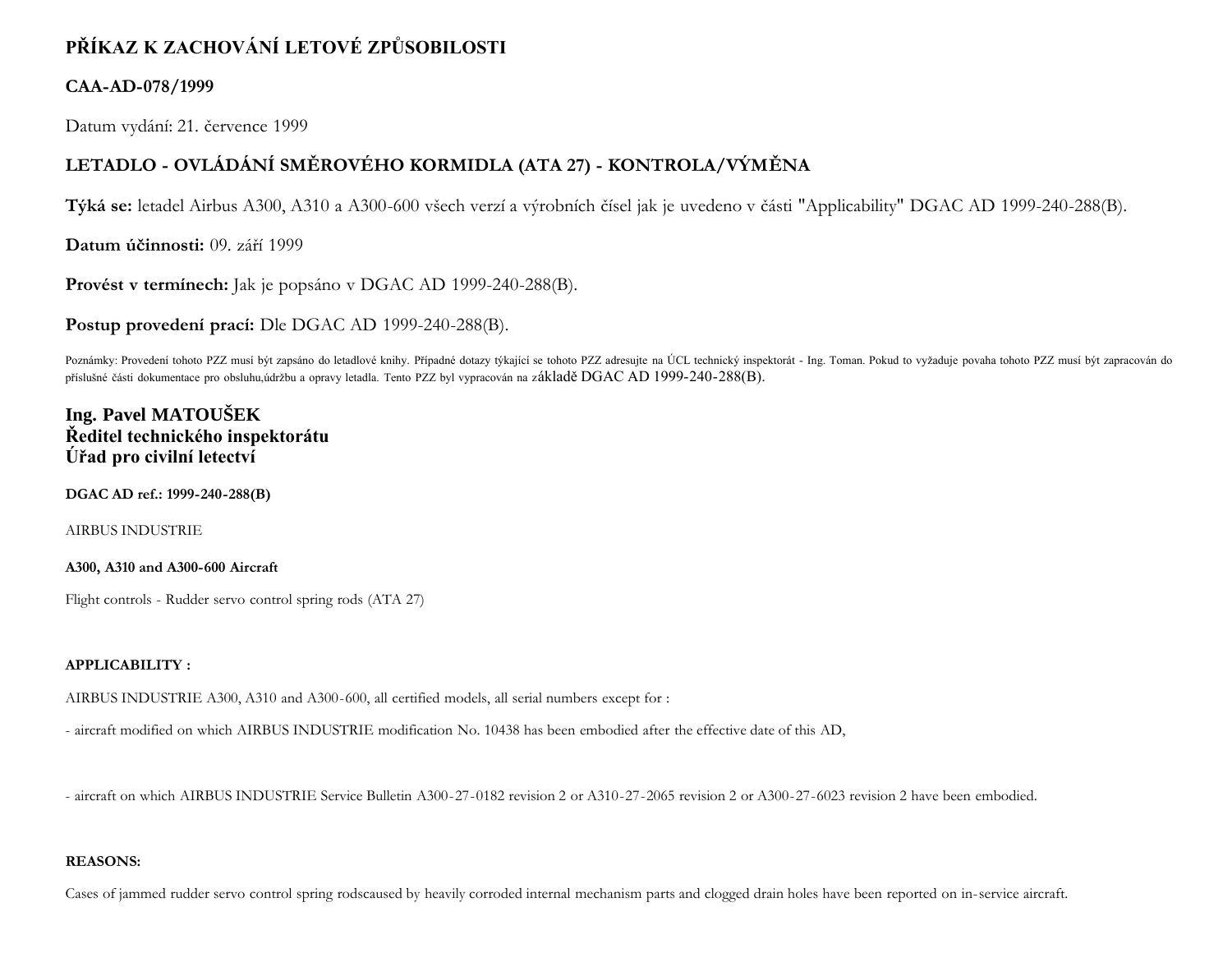# PŘÍKAZ K ZACHOVÁNÍ LETOVÉ ZPŮSOBILOSTI

## CAA-AD-078/1999

Datum vydání: 21. července 1999

## LETADLO - OVLÁDÁNÍ SMĚROVÉHO KORMIDLA (ATA 27) - KONTROLA/VÝMĚNA

**Týká se:** letadel Airbus A300, A310 a A300-600 všech verzí a výrobních čísel jak je uvedeno v části "Applicability" DGAC AD 1999-240-288(B).

**Datum účinnosti:** 09. září 1999

**Provést v termínech:** Jak je popsáno v DGAC AD 1999-240-288(B).

**Postup provedení prací:** Dle DGAC AD 1999-240-288(B).

Poznámky: Provedení tohoto PZZ musí být zapsáno do letadlové knihy. Případné dotazy týkající se tohoto PZZ adresujte na ÚCL technický inspektorát - Ing. Toman. Pokud to vyžaduje povaha tohoto PZZ musí být zapracován do příslušné části dokumentace pro obsluhu,údržbu a opravy letadla. Tento PZZ byl vypracován na základě DGAC AD 1999-240-288(B).

**Ing. Pavel MATOUŠEK**
**Ředitel technického inspektorátu**
**Úřad pro civilní letectví**

**DGAC AD ref.: 1999-240-288(B)**

AIRBUS INDUSTRIE

**A300, A310 and A300-600 Aircraft**

Flight controls - Rudder servo control spring rods (ATA 27)

**APPLICABILITY :**

AIRBUS INDUSTRIE A300, A310 and A300-600, all certified models, all serial numbers except for :

- aircraft modified on which AIRBUS INDUSTRIE modification No. 10438 has been embodied after the effective date of this AD,

- aircraft on which AIRBUS INDUSTRIE Service Bulletin A300-27-0182 revision 2 or A310-27-2065 revision 2 or A300-27-6023 revision 2 have been embodied.

**REASONS:**

Cases of jammed rudder servo control spring rodscaused by heavily corroded internal mechanism parts and clogged drain holes have been reported on in-service aircraft.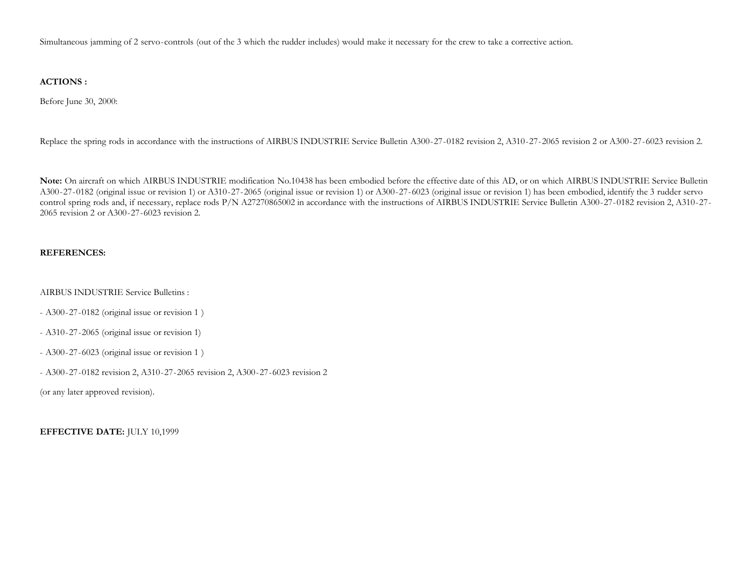Simultaneous jamming of 2 servo-controls (out of the 3 which the rudder includes) would make it necessary for the crew to take a corrective action.

**ACTIONS :**

Before June 30, 2000:

Replace the spring rods in accordance with the instructions of AIRBUS INDUSTRIE Service Bulletin A300-27-0182 revision 2, A310-27-2065 revision 2 or A300-27-6023 revision 2.

**Note:** On aircraft on which AIRBUS INDUSTRIE modification No.10438 has been embodied before the effective date of this AD, or on which AIRBUS INDUSTRIE Service Bulletin A300-27-0182 (original issue or revision 1) or A310-27-2065 (original issue or revision 1) or A300-27-6023 (original issue or revision 1) has been embodied, identify the 3 rudder servo control spring rods and, if necessary, replace rods P/N A27270865002 in accordance with the instructions of AIRBUS INDUSTRIE Service Bulletin A300-27-0182 revision 2, A310-27-2065 revision 2 or A300-27-6023 revision 2.

**REFERENCES:**

AIRBUS INDUSTRIE Service Bulletins :

- A300-27-0182 (original issue or revision 1 )
- A310-27-2065 (original issue or revision 1)
- A300-27-6023 (original issue or revision 1 )
- A300-27-0182 revision 2, A310-27-2065 revision 2, A300-27-6023 revision 2

(or any later approved revision).

**EFFECTIVE DATE:** JULY 10,1999